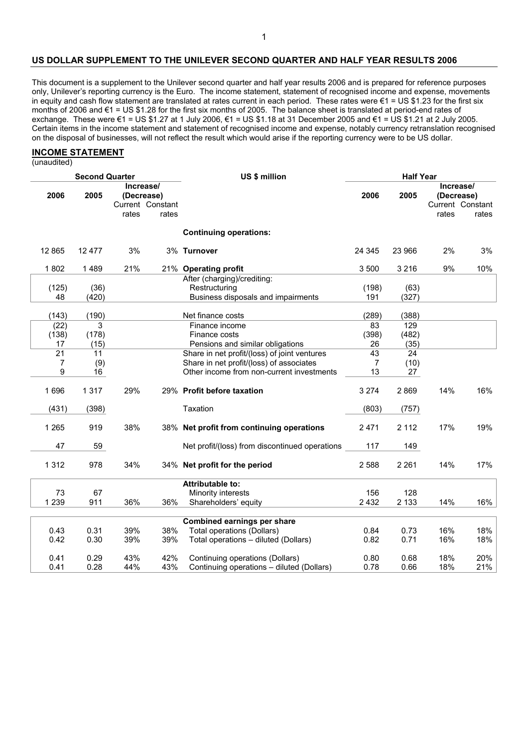## US DOLLAR SUPPLEMENT TO THE UNILEVER SECOND QUARTER AND HALF YEAR RESULTS 2006

This document is a supplement to the Unilever second quarter and half year results 2006 and is prepared for reference purposes only, Unilever's reporting currency is the Euro. The income statement, statement of recognised income and expense, movements in equity and cash flow statement are translated at rates current in each period. These rates were €1 = US $1.23 for the first six months of 2006 and €1 = US $1.28 for the first six months of 2005. The balance sheet is translated at period-end rates of exchange. These were €1 = US $1.27 at 1 July 2006, €1 = US $1.18 at 31 December 2005 and €1 = US $1.21 at 2 July 2005. Certain items in the income statement and statement of recognised income and expense, notably currency retranslation recognised on the disposal of businesses, will not reflect the result which would arise if the reporting currency were to be US dollar.

### INCOME STATEMENT

(unaudited)

| Second Quarter | | | | US $ million | Half Year | | | |
|---|---|---|---|---|---|---|---|---|
| 2006 | 2005 | Increase/ (Decrease) Current rates | Constant rates | | 2006 | 2005 | Increase/ (Decrease) Current rates | Constant rates |
| | | | | **Continuing operations:** | | | | |
| 12 865 | 12 477 | 3% | 3% | **Turnover** | 24 345 | 23 966 | 2% | 3% |
| 1 802 | 1 489 | 21% | 21% | **Operating profit** | 3 500 | 3 216 | 9% | 10% |
| | | | | After (charging)/crediting: | | | | |
| (125) | (36) | | | Restructuring | (198) | (63) | | |
| 48 | (420) | | | Business disposals and impairments | 191 | (327) | | |
| (143) | (190) | | | Net finance costs | (289) | (388) | | |
| (22) | 3 | | | Finance income | 83 | 129 | | |
| (138) | (178) | | | Finance costs | (398) | (482) | | |
| 17 | (15) | | | Pensions and similar obligations | 26 | (35) | | |
| 21 | 11 | | | Share in net profit/(loss) of joint ventures | 43 | 24 | | |
| 7 | (9) | | | Share in net profit/(loss) of associates | 7 | (10) | | |
| 9 | 16 | | | Other income from non-current investments | 13 | 27 | | |
| 1 696 | 1 317 | 29% | 29% | **Profit before taxation** | 3 274 | 2 869 | 14% | 16% |
| (431) | (398) | | | Taxation | (803) | (757) | | |
| 1 265 | 919 | 38% | 38% | **Net profit from continuing operations** | 2 471 | 2 112 | 17% | 19% |
| 47 | 59 | | | Net profit/(loss) from discontinued operations | 117 | 149 | | |
| 1 312 | 978 | 34% | 34% | **Net profit for the period** | 2 588 | 2 261 | 14% | 17% |
| | | | | **Attributable to:** | | | | |
| 73 | 67 | | | Minority interests | 156 | 128 | | |
| 1 239 | 911 | 36% | 36% | Shareholders' equity | 2 432 | 2 133 | 14% | 16% |
| | | | | **Combined earnings per share** | | | | |
| 0.43 | 0.31 | 39% | 38% | Total operations (Dollars) | 0.84 | 0.73 | 16% | 18% |
| 0.42 | 0.30 | 39% | 39% | Total operations – diluted (Dollars) | 0.82 | 0.71 | 16% | 18% |
| 0.41 | 0.29 | 43% | 42% | Continuing operations (Dollars) | 0.80 | 0.68 | 18% | 20% |
| 0.41 | 0.28 | 44% | 43% | Continuing operations – diluted (Dollars) | 0.78 | 0.66 | 18% | 21% |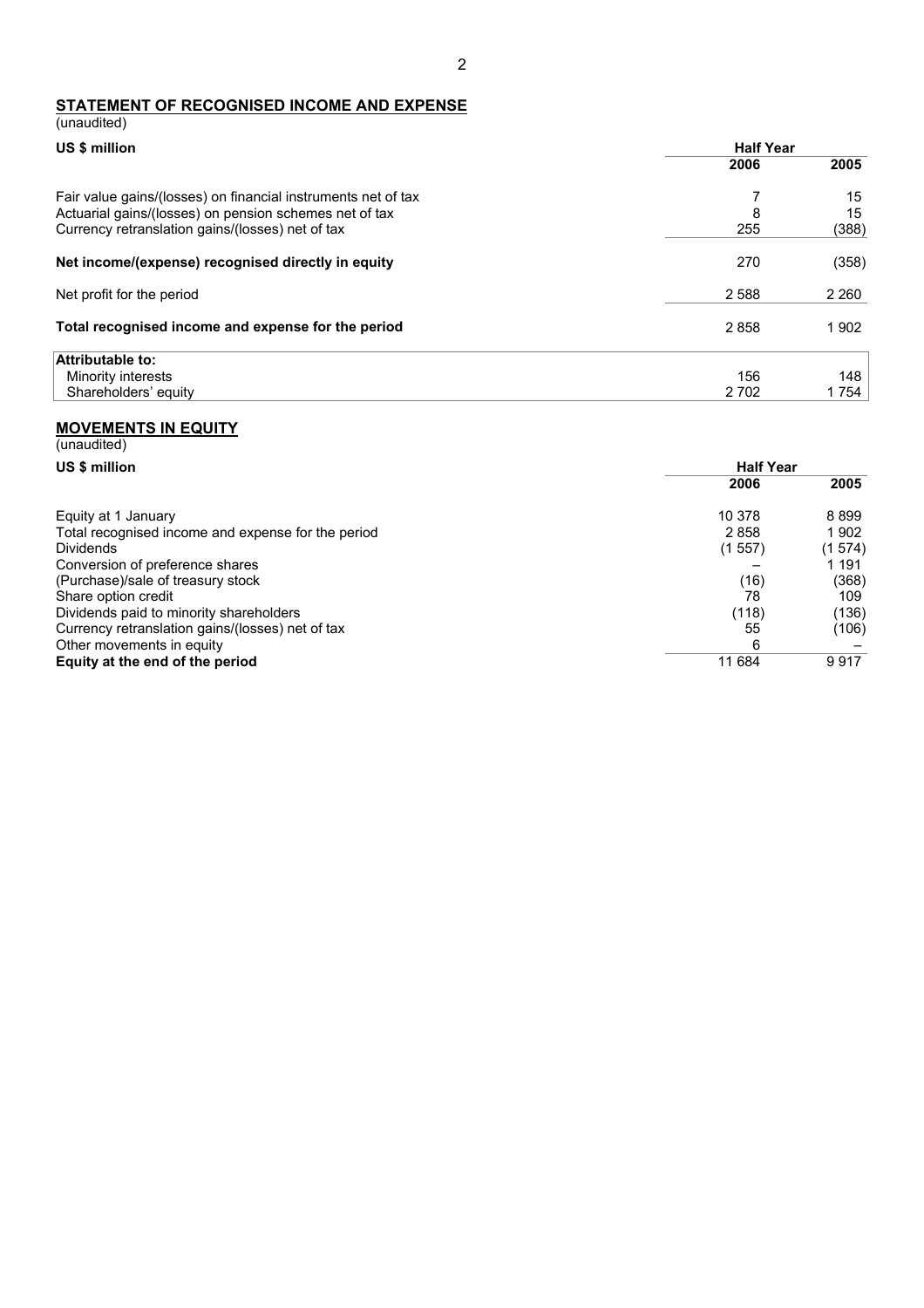## STATEMENT OF RECOGNISED INCOME AND EXPENSE

(unaudited)

| US $ million | Half Year | |
|---|---|---|
| | 2006 | 2005 |
| Fair value gains/(losses) on financial instruments net of tax | 7 | 15 |
| Actuarial gains/(losses) on pension schemes net of tax | 8 | 15 |
| Currency retranslation gains/(losses) net of tax | 255 | (388) |
| **Net income/(expense) recognised directly in equity** | 270 | (358) |
| Net profit for the period | 2 588 | 2 260 |
| **Total recognised income and expense for the period** | 2 858 | 1 902 |
| **Attributable to:** | | |
| Minority interests | 156 | 148 |
| Shareholders' equity | 2 702 | 1 754 |

## MOVEMENTS IN EQUITY

(unaudited)

| US $ million | Half Year | |
|---|---|---|
| | 2006 | 2005 |
| Equity at 1 January | 10 378 | 8 899 |
| Total recognised income and expense for the period | 2 858 | 1 902 |
| Dividends | (1 557) | (1 574) |
| Conversion of preference shares | – | 1 191 |
| (Purchase)/sale of treasury stock | (16) | (368) |
| Share option credit | 78 | 109 |
| Dividends paid to minority shareholders | (118) | (136) |
| Currency retranslation gains/(losses) net of tax | 55 | (106) |
| Other movements in equity | 6 | – |
| **Equity at the end of the period** | 11 684 | 9 917 |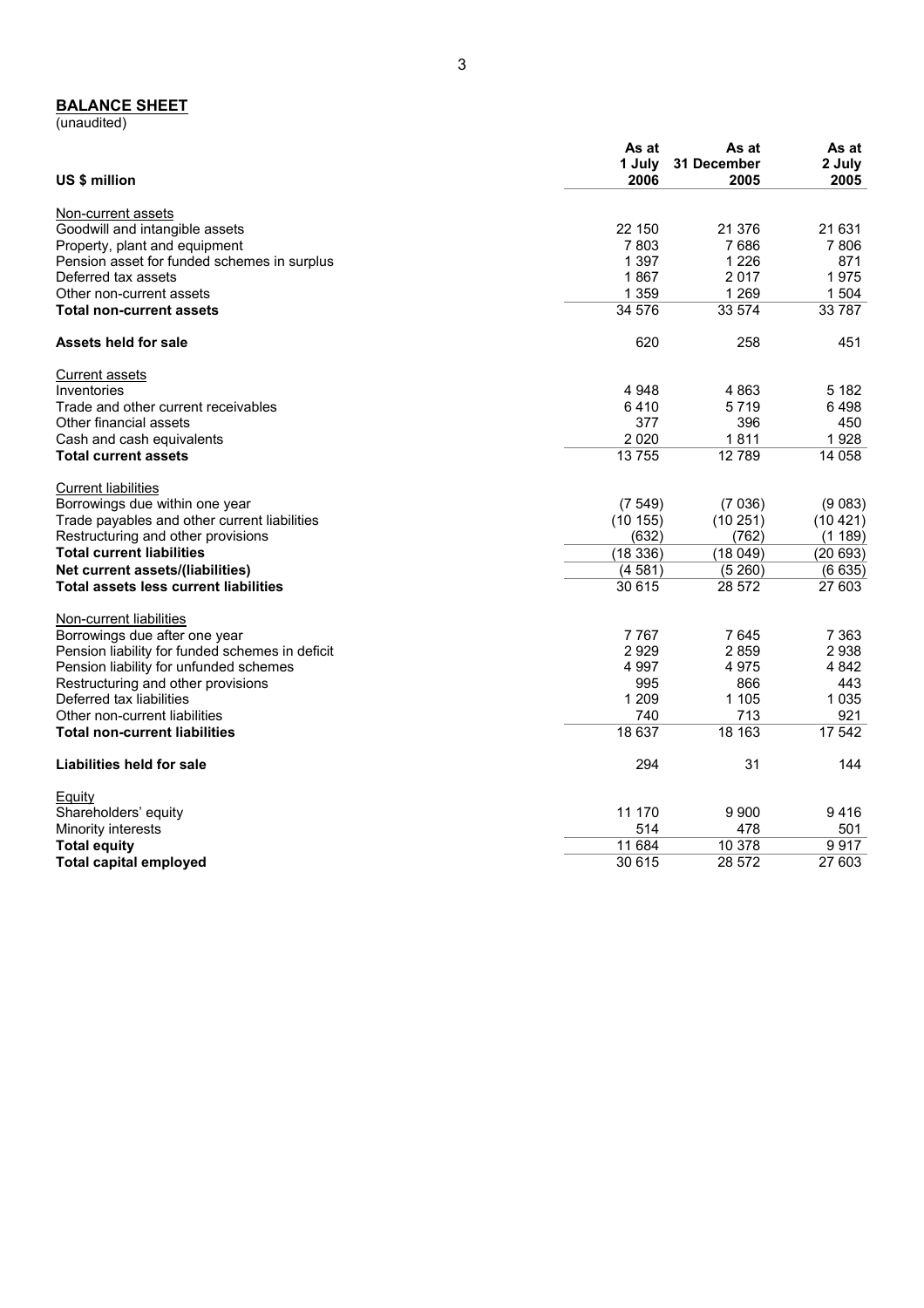## BALANCE SHEET

(unaudited)

| US $ million | As at 1 July 2006 | As at 31 December 2005 | As at 2 July 2005 |
|---|---|---|---|
| Non-current assets | | | |
| Goodwill and intangible assets | 22 150 | 21 376 | 21 631 |
| Property, plant and equipment | 7 803 | 7 686 | 7 806 |
| Pension asset for funded schemes in surplus | 1 397 | 1 226 | 871 |
| Deferred tax assets | 1 867 | 2 017 | 1 975 |
| Other non-current assets | 1 359 | 1 269 | 1 504 |
| **Total non-current assets** | 34 576 | 33 574 | 33 787 |
| **Assets held for sale** | 620 | 258 | 451 |
| Current assets | | | |
| Inventories | 4 948 | 4 863 | 5 182 |
| Trade and other current receivables | 6 410 | 5 719 | 6 498 |
| Other financial assets | 377 | 396 | 450 |
| Cash and cash equivalents | 2 020 | 1 811 | 1 928 |
| **Total current assets** | 13 755 | 12 789 | 14 058 |
| Current liabilities | | | |
| Borrowings due within one year | (7 549) | (7 036) | (9 083) |
| Trade payables and other current liabilities | (10 155) | (10 251) | (10 421) |
| Restructuring and other provisions | (632) | (762) | (1 189) |
| **Total current liabilities** | (18 336) | (18 049) | (20 693) |
| **Net current assets/(liabilities)** | (4 581) | (5 260) | (6 635) |
| **Total assets less current liabilities** | 30 615 | 28 572 | 27 603 |
| Non-current liabilities | | | |
| Borrowings due after one year | 7 767 | 7 645 | 7 363 |
| Pension liability for funded schemes in deficit | 2 929 | 2 859 | 2 938 |
| Pension liability for unfunded schemes | 4 997 | 4 975 | 4 842 |
| Restructuring and other provisions | 995 | 866 | 443 |
| Deferred tax liabilities | 1 209 | 1 105 | 1 035 |
| Other non-current liabilities | 740 | 713 | 921 |
| **Total non-current liabilities** | 18 637 | 18 163 | 17 542 |
| **Liabilities held for sale** | 294 | 31 | 144 |
| Equity | | | |
| Shareholders' equity | 11 170 | 9 900 | 9 416 |
| Minority interests | 514 | 478 | 501 |
| **Total equity** | 11 684 | 10 378 | 9 917 |
| **Total capital employed** | 30 615 | 28 572 | 27 603 |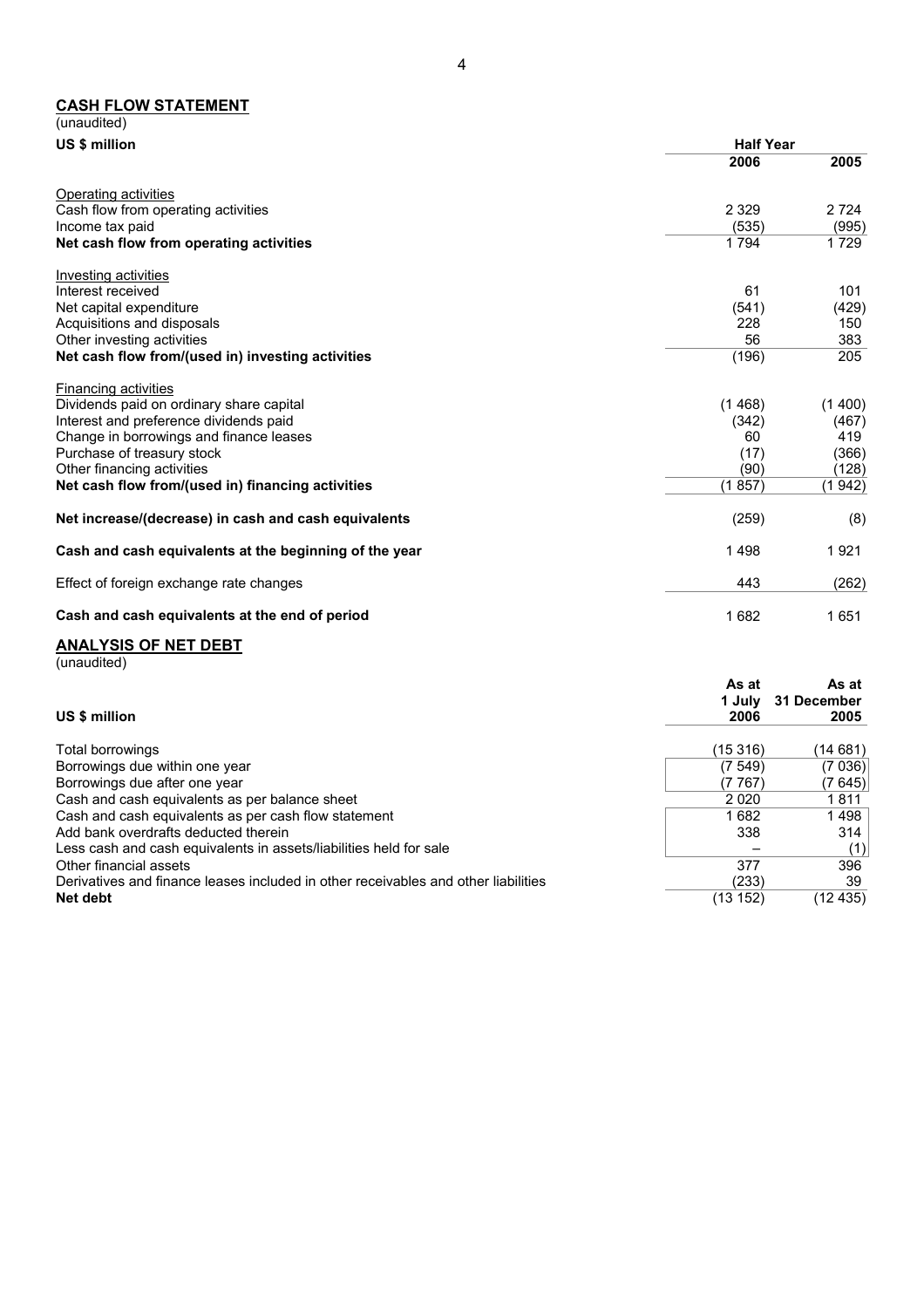## CASH FLOW STATEMENT

(unaudited)

| US $ million | Half Year | |
|---|---|---|
| | **2006** | **2005** |
| Operating activities | | |
| Cash flow from operating activities | 2 329 | 2 724 |
| Income tax paid | (535) | (995) |
| **Net cash flow from operating activities** | 1 794 | 1 729 |
| Investing activities | | |
| Interest received | 61 | 101 |
| Net capital expenditure | (541) | (429) |
| Acquisitions and disposals | 228 | 150 |
| Other investing activities | 56 | 383 |
| **Net cash flow from/(used in) investing activities** | (196) | 205 |
| Financing activities | | |
| Dividends paid on ordinary share capital | (1 468) | (1 400) |
| Interest and preference dividends paid | (342) | (467) |
| Change in borrowings and finance leases | 60 | 419 |
| Purchase of treasury stock | (17) | (366) |
| Other financing activities | (90) | (128) |
| **Net cash flow from/(used in) financing activities** | (1 857) | (1 942) |
| **Net increase/(decrease) in cash and cash equivalents** | (259) | (8) |
| **Cash and cash equivalents at the beginning of the year** | 1 498 | 1 921 |
| Effect of foreign exchange rate changes | 443 | (262) |
| **Cash and cash equivalents at the end of period** | 1 682 | 1 651 |

## ANALYSIS OF NET DEBT

(unaudited)

| US $ million | As at 1 July 2006 | As at 31 December 2005 |
|---|---|---|
| Total borrowings | (15 316) | (14 681) |
| Borrowings due within one year | (7 549) | (7 036) |
| Borrowings due after one year | (7 767) | (7 645) |
| Cash and cash equivalents as per balance sheet | 2 020 | 1 811 |
| Cash and cash equivalents as per cash flow statement | 1 682 | 1 498 |
| Add bank overdrafts deducted therein | 338 | 314 |
| Less cash and cash equivalents in assets/liabilities held for sale | – | (1) |
| Other financial assets | 377 | 396 |
| Derivatives and finance leases included in other receivables and other liabilities | (233) | 39 |
| **Net debt** | (13 152) | (12 435) |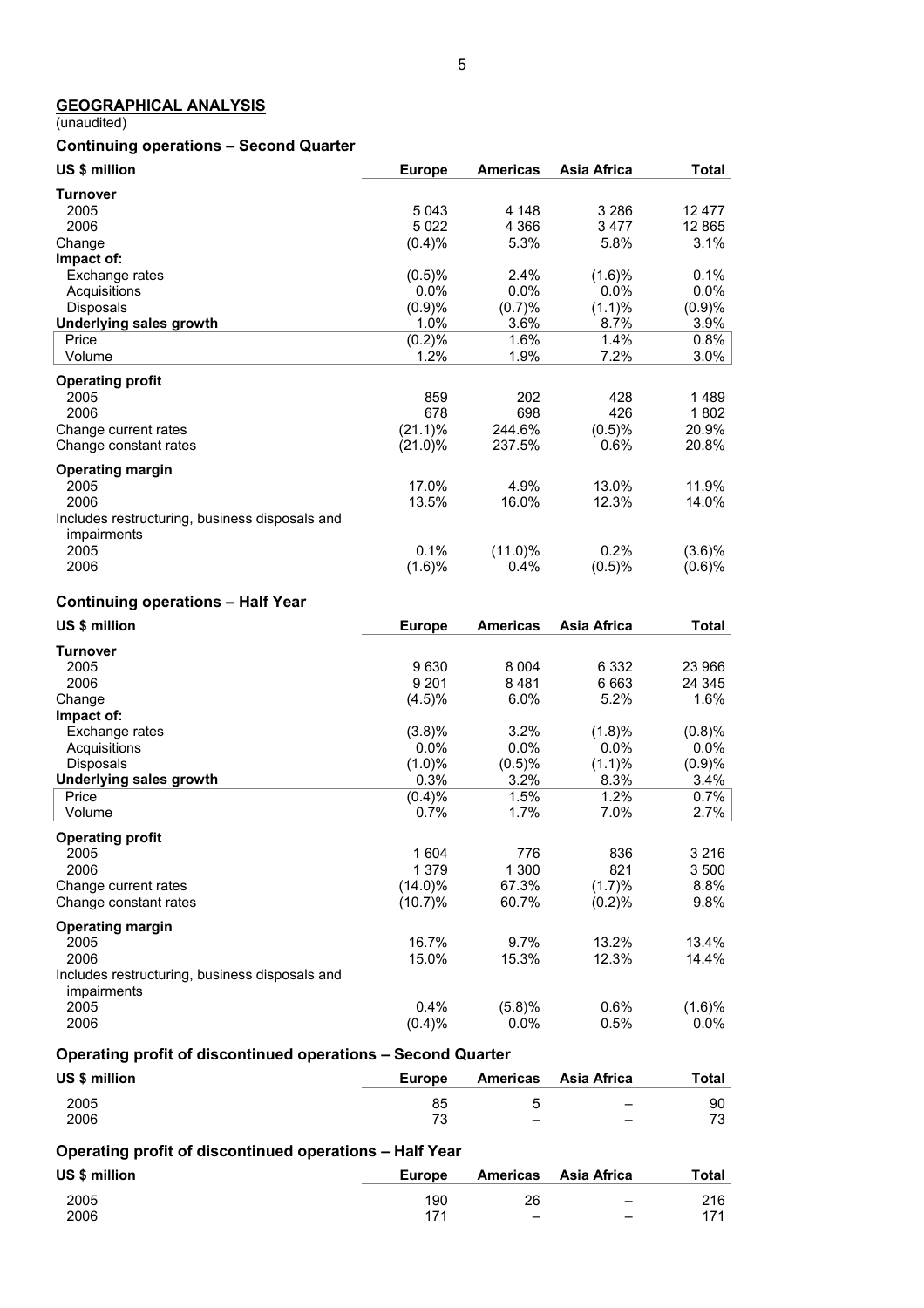## GEOGRAPHICAL ANALYSIS

(unaudited)

### Continuing operations – Second Quarter

| US $ million | Europe | Americas | Asia Africa | Total |
|---|---|---|---|---|
| **Turnover** | | | | |
| 2005 | 5 043 | 4 148 | 3 286 | 12 477 |
| 2006 | 5 022 | 4 366 | 3 477 | 12 865 |
| Change | (0.4)% | 5.3% | 5.8% | 3.1% |
| **Impact of:** | | | | |
| Exchange rates | (0.5)% | 2.4% | (1.6)% | 0.1% |
| Acquisitions | 0.0% | 0.0% | 0.0% | 0.0% |
| Disposals | (0.9)% | (0.7)% | (1.1)% | (0.9)% |
| **Underlying sales growth** | 1.0% | 3.6% | 8.7% | 3.9% |
| Price | (0.2)% | 1.6% | 1.4% | 0.8% |
| Volume | 1.2% | 1.9% | 7.2% | 3.0% |
| **Operating profit** | | | | |
| 2005 | 859 | 202 | 428 | 1 489 |
| 2006 | 678 | 698 | 426 | 1 802 |
| Change current rates | (21.1)% | 244.6% | (0.5)% | 20.9% |
| Change constant rates | (21.0)% | 237.5% | 0.6% | 20.8% |
| **Operating margin** | | | | |
| 2005 | 17.0% | 4.9% | 13.0% | 11.9% |
| 2006 | 13.5% | 16.0% | 12.3% | 14.0% |
| Includes restructuring, business disposals and impairments | | | | |
| 2005 | 0.1% | (11.0)% | 0.2% | (3.6)% |
| 2006 | (1.6)% | 0.4% | (0.5)% | (0.6)% |

### Continuing operations – Half Year

| US $ million | Europe | Americas | Asia Africa | Total |
|---|---|---|---|---|
| **Turnover** | | | | |
| 2005 | 9 630 | 8 004 | 6 332 | 23 966 |
| 2006 | 9 201 | 8 481 | 6 663 | 24 345 |
| Change | (4.5)% | 6.0% | 5.2% | 1.6% |
| **Impact of:** | | | | |
| Exchange rates | (3.8)% | 3.2% | (1.8)% | (0.8)% |
| Acquisitions | 0.0% | 0.0% | 0.0% | 0.0% |
| Disposals | (1.0)% | (0.5)% | (1.1)% | (0.9)% |
| **Underlying sales growth** | 0.3% | 3.2% | 8.3% | 3.4% |
| Price | (0.4)% | 1.5% | 1.2% | 0.7% |
| Volume | 0.7% | 1.7% | 7.0% | 2.7% |
| **Operating profit** | | | | |
| 2005 | 1 604 | 776 | 836 | 3 216 |
| 2006 | 1 379 | 1 300 | 821 | 3 500 |
| Change current rates | (14.0)% | 67.3% | (1.7)% | 8.8% |
| Change constant rates | (10.7)% | 60.7% | (0.2)% | 9.8% |
| **Operating margin** | | | | |
| 2005 | 16.7% | 9.7% | 13.2% | 13.4% |
| 2006 | 15.0% | 15.3% | 12.3% | 14.4% |
| Includes restructuring, business disposals and impairments | | | | |
| 2005 | 0.4% | (5.8)% | 0.6% | (1.6)% |
| 2006 | (0.4)% | 0.0% | 0.5% | 0.0% |

### Operating profit of discontinued operations – Second Quarter

| US $ million | Europe | Americas | Asia Africa | Total |
|---|---|---|---|---|
| 2005 | 85 | 5 | – | 90 |
| 2006 | 73 | – | – | 73 |

### Operating profit of discontinued operations – Half Year

| US $ million | Europe | Americas | Asia Africa | Total |
|---|---|---|---|---|
| 2005 | 190 | 26 | – | 216 |
| 2006 | 171 | – | – | 171 |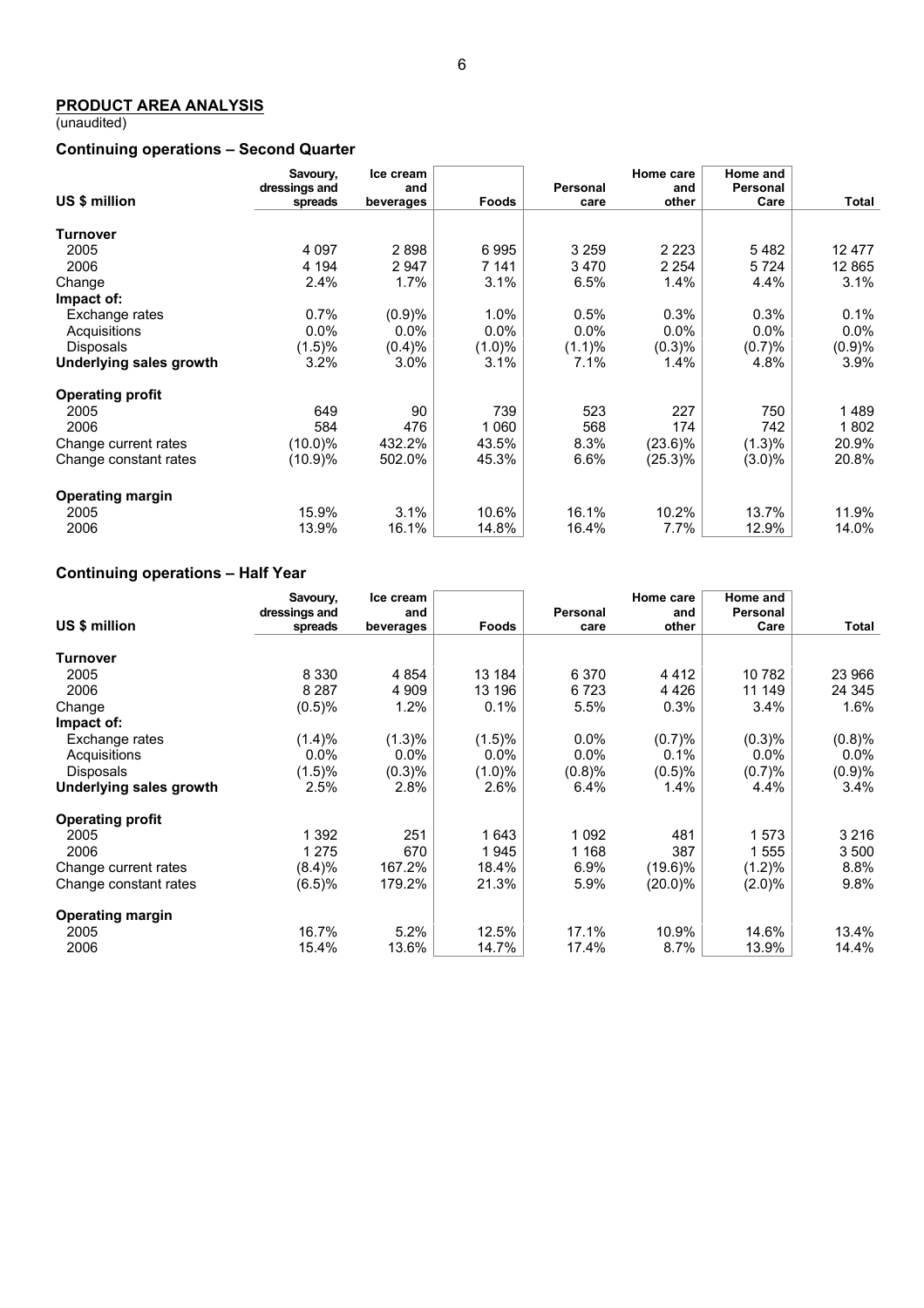## PRODUCT AREA ANALYSIS

(unaudited)

### Continuing operations – Second Quarter

| US $ million | Savoury, dressings and spreads | Ice cream and beverages | Foods | Personal care | Home care and other | Home and Personal Care | Total |
|---|---|---|---|---|---|---|---|
| **Turnover** | | | | | | | |
| 2005 | 4 097 | 2 898 | 6 995 | 3 259 | 2 223 | 5 482 | 12 477 |
| 2006 | 4 194 | 2 947 | 7 141 | 3 470 | 2 254 | 5 724 | 12 865 |
| Change | 2.4% | 1.7% | 3.1% | 6.5% | 1.4% | 4.4% | 3.1% |
| **Impact of:** | | | | | | | |
| Exchange rates | 0.7% | (0.9)% | 1.0% | 0.5% | 0.3% | 0.3% | 0.1% |
| Acquisitions | 0.0% | 0.0% | 0.0% | 0.0% | 0.0% | 0.0% | 0.0% |
| Disposals | (1.5)% | (0.4)% | (1.0)% | (1.1)% | (0.3)% | (0.7)% | (0.9)% |
| **Underlying sales growth** | 3.2% | 3.0% | 3.1% | 7.1% | 1.4% | 4.8% | 3.9% |
| **Operating profit** | | | | | | | |
| 2005 | 649 | 90 | 739 | 523 | 227 | 750 | 1 489 |
| 2006 | 584 | 476 | 1 060 | 568 | 174 | 742 | 1 802 |
| Change current rates | (10.0)% | 432.2% | 43.5% | 8.3% | (23.6)% | (1.3)% | 20.9% |
| Change constant rates | (10.9)% | 502.0% | 45.3% | 6.6% | (25.3)% | (3.0)% | 20.8% |
| **Operating margin** | | | | | | | |
| 2005 | 15.9% | 3.1% | 10.6% | 16.1% | 10.2% | 13.7% | 11.9% |
| 2006 | 13.9% | 16.1% | 14.8% | 16.4% | 7.7% | 12.9% | 14.0% |

### Continuing operations – Half Year

| US $ million | Savoury, dressings and spreads | Ice cream and beverages | Foods | Personal care | Home care and other | Home and Personal Care | Total |
|---|---|---|---|---|---|---|---|
| **Turnover** | | | | | | | |
| 2005 | 8 330 | 4 854 | 13 184 | 6 370 | 4 412 | 10 782 | 23 966 |
| 2006 | 8 287 | 4 909 | 13 196 | 6 723 | 4 426 | 11 149 | 24 345 |
| Change | (0.5)% | 1.2% | 0.1% | 5.5% | 0.3% | 3.4% | 1.6% |
| **Impact of:** | | | | | | | |
| Exchange rates | (1.4)% | (1.3)% | (1.5)% | 0.0% | (0.7)% | (0.3)% | (0.8)% |
| Acquisitions | 0.0% | 0.0% | 0.0% | 0.0% | 0.1% | 0.0% | 0.0% |
| Disposals | (1.5)% | (0.3)% | (1.0)% | (0.8)% | (0.5)% | (0.7)% | (0.9)% |
| **Underlying sales growth** | 2.5% | 2.8% | 2.6% | 6.4% | 1.4% | 4.4% | 3.4% |
| **Operating profit** | | | | | | | |
| 2005 | 1 392 | 251 | 1 643 | 1 092 | 481 | 1 573 | 3 216 |
| 2006 | 1 275 | 670 | 1 945 | 1 168 | 387 | 1 555 | 3 500 |
| Change current rates | (8.4)% | 167.2% | 18.4% | 6.9% | (19.6)% | (1.2)% | 8.8% |
| Change constant rates | (6.5)% | 179.2% | 21.3% | 5.9% | (20.0)% | (2.0)% | 9.8% |
| **Operating margin** | | | | | | | |
| 2005 | 16.7% | 5.2% | 12.5% | 17.1% | 10.9% | 14.6% | 13.4% |
| 2006 | 15.4% | 13.6% | 14.7% | 17.4% | 8.7% | 13.9% | 14.4% |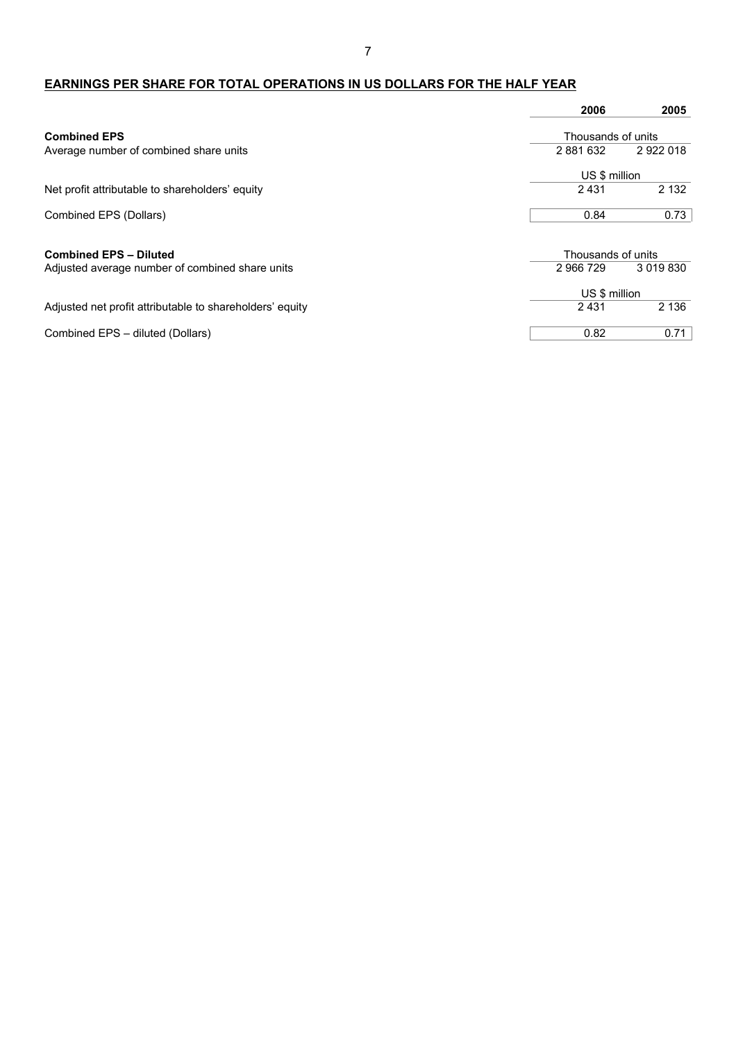## EARNINGS PER SHARE FOR TOTAL OPERATIONS IN US DOLLARS FOR THE HALF YEAR

| | 2006 | 2005 |
|---|---|---|
| **Combined EPS** | Thousands of units | |
| Average number of combined share units | 2 881 632 | 2 922 018 |
| | US $ million | |
| Net profit attributable to shareholders' equity | 2 431 | 2 132 |
| Combined EPS (Dollars) | 0.84 | 0.73 |
| | | |
| **Combined EPS – Diluted** | Thousands of units | |
| Adjusted average number of combined share units | 2 966 729 | 3 019 830 |
| | US $ million | |
| Adjusted net profit attributable to shareholders' equity | 2 431 | 2 136 |
| Combined EPS – diluted (Dollars) | 0.82 | 0.71 |